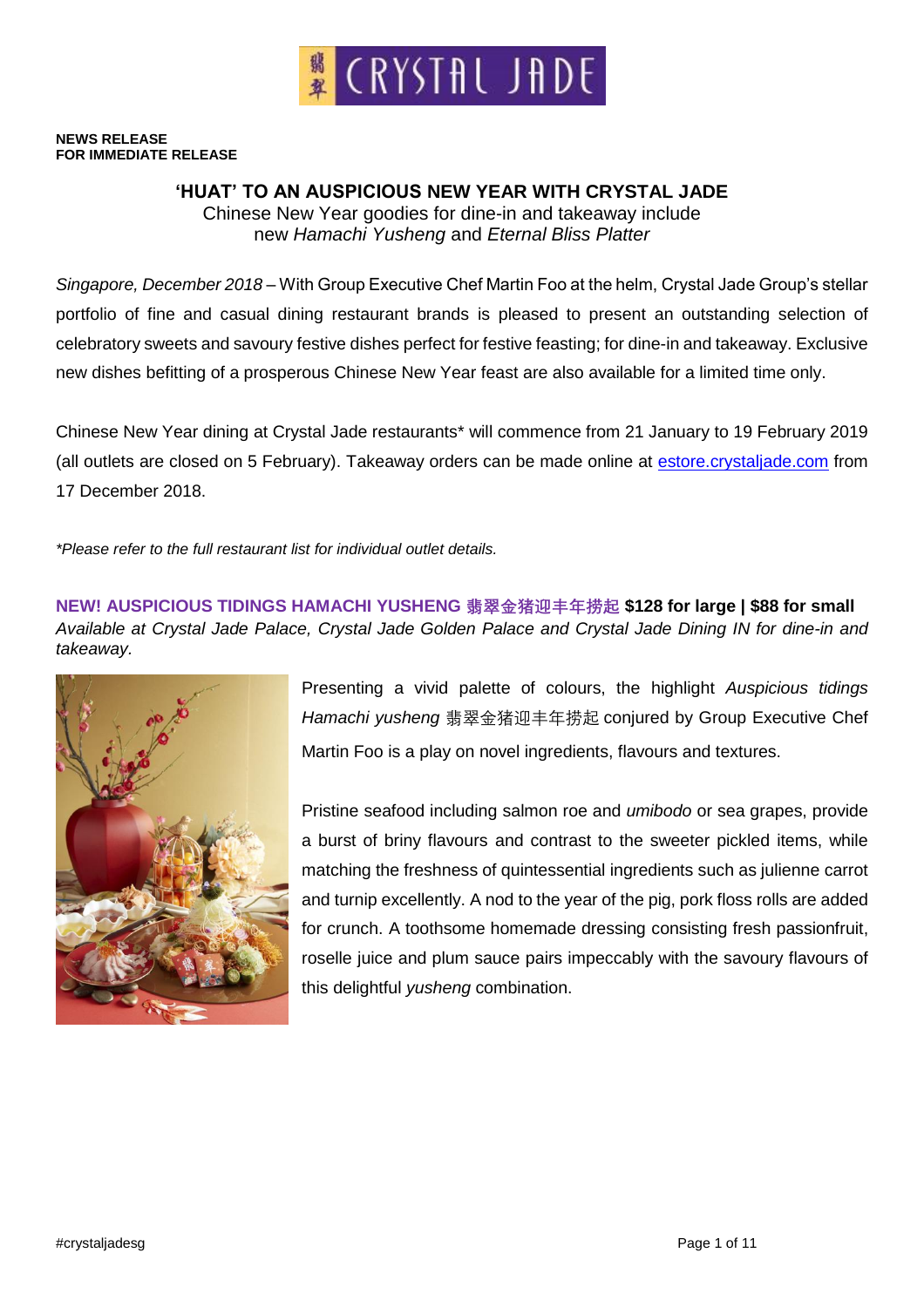**NEWS RELEASE**
**FOR IMMEDIATE RELEASE**

# ‘HUAT’ TO AN AUSPICIOUS NEW YEAR WITH CRYSTAL JADE

Chinese New Year goodies for dine-in and takeaway include new *Hamachi Yusheng* and *Eternal Bliss Platter*

*Singapore, December 2018* – With Group Executive Chef Martin Foo at the helm, Crystal Jade Group’s stellar portfolio of fine and casual dining restaurant brands is pleased to present an outstanding selection of celebratory sweets and savoury festive dishes perfect for festive feasting; for dine-in and takeaway. Exclusive new dishes befitting of a prosperous Chinese New Year feast are also available for a limited time only.

Chinese New Year dining at Crystal Jade restaurants* will commence from 21 January to 19 February 2019 (all outlets are closed on 5 February). Takeaway orders can be made online at estore.crystaljade.com from 17 December 2018.

*\*Please refer to the full restaurant list for individual outlet details.*

## NEW! AUSPICIOUS TIDINGS HAMACHI YUSHENG 翡翠金猪迎丰年捞起 $128 for large | $88 for small

*Available at Crystal Jade Palace, Crystal Jade Golden Palace and Crystal Jade Dining IN for dine-in and takeaway.*

Presenting a vivid palette of colours, the highlight *Auspicious tidings Hamachi yusheng* 翡翠金猪迎丰年捞起 conjured by Group Executive Chef Martin Foo is a play on novel ingredients, flavours and textures.

Pristine seafood including salmon roe and *umibodo* or sea grapes, provide a burst of briny flavours and contrast to the sweeter pickled items, while matching the freshness of quintessential ingredients such as julienne carrot and turnip excellently. A nod to the year of the pig, pork floss rolls are added for crunch. A toothsome homemade dressing consisting fresh passionfruit, roselle juice and plum sauce pairs impeccably with the savoury flavours of this delightful *yusheng* combination.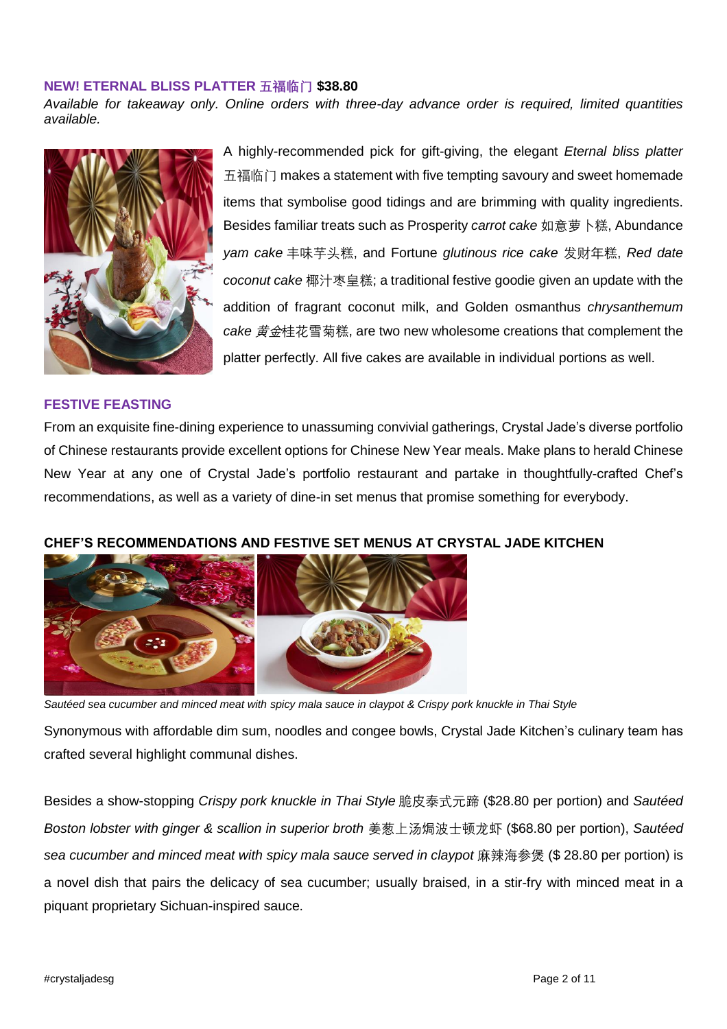**NEW! ETERNAL BLISS PLATTER 五福临门 $38.80**

*Available for takeaway only. Online orders with three-day advance order is required, limited quantities available.*

A highly-recommended pick for gift-giving, the elegant *Eternal bliss platter* 五福临门 makes a statement with five tempting savoury and sweet homemade items that symbolise good tidings and are brimming with quality ingredients. Besides familiar treats such as Prosperity *carrot cake* 如意萝卜糕, Abundance *yam cake* 丰味芋头糕, and Fortune *glutinous rice cake* 发财年糕, *Red date coconut cake* 椰汁枣皇糕; a traditional festive goodie given an update with the addition of fragrant coconut milk, and Golden osmanthus *chrysanthemum cake 黄金*桂花雪菊糕, are two new wholesome creations that complement the platter perfectly. All five cakes are available in individual portions as well.

**FESTIVE FEASTING**

From an exquisite fine-dining experience to unassuming convivial gatherings, Crystal Jade's diverse portfolio of Chinese restaurants provide excellent options for Chinese New Year meals. Make plans to herald Chinese New Year at any one of Crystal Jade's portfolio restaurant and partake in thoughtfully-crafted Chef's recommendations, as well as a variety of dine-in set menus that promise something for everybody.

**CHEF'S RECOMMENDATIONS AND FESTIVE SET MENUS AT CRYSTAL JADE KITCHEN**

*Sautéed sea cucumber and minced meat with spicy mala sauce in claypot & Crispy pork knuckle in Thai Style*

Synonymous with affordable dim sum, noodles and congee bowls, Crystal Jade Kitchen's culinary team has crafted several highlight communal dishes.

Besides a show-stopping *Crispy pork knuckle in Thai Style* 脆皮泰式元蹄 ($28.80 per portion) and *Sautéed Boston lobster with ginger & scallion in superior broth* 姜葱上汤焗波士顿龙虾 ($68.80 per portion), *Sautéed sea cucumber and minced meat with spicy mala sauce served in claypot* 麻辣海参煲 ($ 28.80 per portion) is a novel dish that pairs the delicacy of sea cucumber; usually braised, in a stir-fry with minced meat in a piquant proprietary Sichuan-inspired sauce.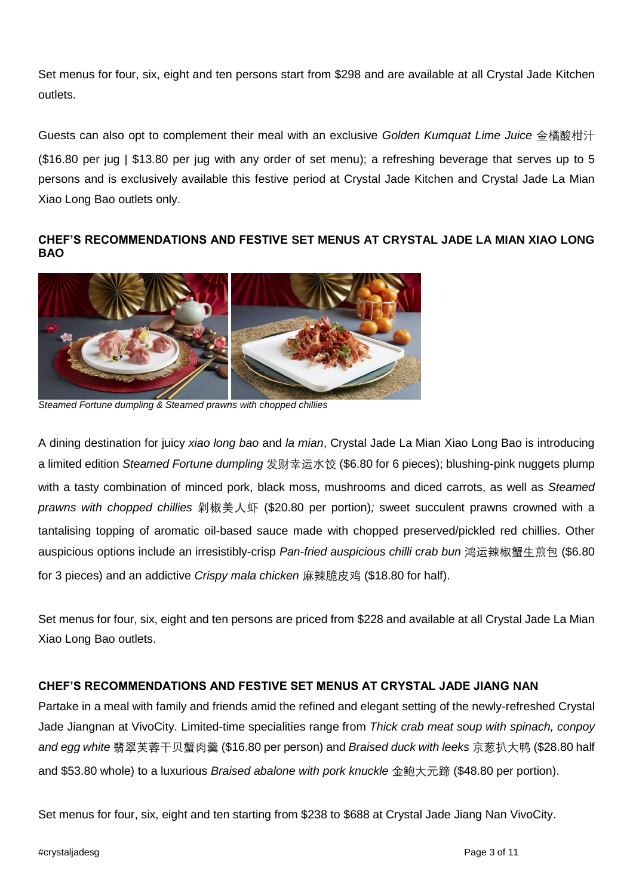Set menus for four, six, eight and ten persons start from $298 and are available at all Crystal Jade Kitchen outlets.

Guests can also opt to complement their meal with an exclusive *Golden Kumquat Lime Juice* 金橘酸柑汁 ($16.80 per jug | $13.80 per jug with any order of set menu); a refreshing beverage that serves up to 5 persons and is exclusively available this festive period at Crystal Jade Kitchen and Crystal Jade La Mian Xiao Long Bao outlets only.

**CHEF'S RECOMMENDATIONS AND FESTIVE SET MENUS AT CRYSTAL JADE LA MIAN XIAO LONG BAO**

*Steamed Fortune dumpling & Steamed prawns with chopped chillies*

A dining destination for juicy *xiao long bao* and *la mian*, Crystal Jade La Mian Xiao Long Bao is introducing a limited edition *Steamed Fortune dumpling* 发财幸运水饺 ($6.80 for 6 pieces); blushing-pink nuggets plump with a tasty combination of minced pork, black moss, mushrooms and diced carrots, as well as *Steamed prawns with chopped chillies* 剁椒美人虾 ($20.80 per portion)*;* sweet succulent prawns crowned with a tantalising topping of aromatic oil-based sauce made with chopped preserved/pickled red chillies. Other auspicious options include an irresistibly-crisp *Pan-fried auspicious chilli crab bun* 鸿运辣椒蟹生煎包 ($6.80 for 3 pieces) and an addictive *Crispy mala chicken* 麻辣脆皮鸡 ($18.80 for half).

Set menus for four, six, eight and ten persons are priced from $228 and available at all Crystal Jade La Mian Xiao Long Bao outlets.

**CHEF'S RECOMMENDATIONS AND FESTIVE SET MENUS AT CRYSTAL JADE JIANG NAN**

Partake in a meal with family and friends amid the refined and elegant setting of the newly-refreshed Crystal Jade Jiangnan at VivoCity. Limited-time specialities range from *Thick crab meat soup with spinach, conpoy and egg white* 翡翠芙蓉干贝蟹肉羹 ($16.80 per person) and *Braised duck with leeks* 京葱扒大鸭 ($28.80 half and $53.80 whole) to a luxurious *Braised abalone with pork knuckle* 金鲍大元蹄 ($48.80 per portion).

Set menus for four, six, eight and ten starting from $238 to $688 at Crystal Jade Jiang Nan VivoCity.

#crystaljadesg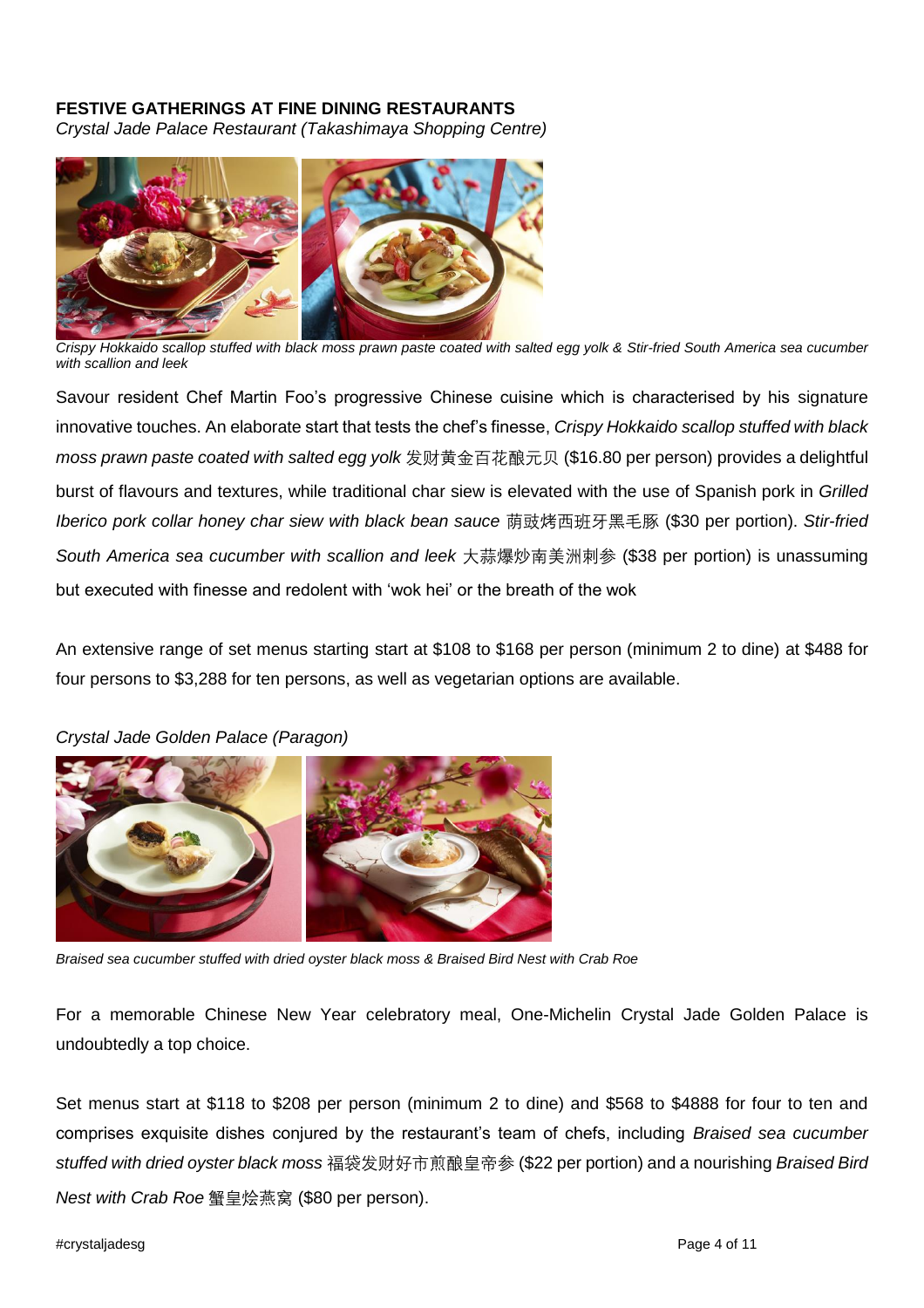**FESTIVE GATHERINGS AT FINE DINING RESTAURANTS**

*Crystal Jade Palace Restaurant (Takashimaya Shopping Centre)*

*Crispy Hokkaido scallop stuffed with black moss prawn paste coated with salted egg yolk & Stir-fried South America sea cucumber with scallion and leek*

Savour resident Chef Martin Foo's progressive Chinese cuisine which is characterised by his signature innovative touches. An elaborate start that tests the chef's finesse, *Crispy Hokkaido scallop stuffed with black moss prawn paste coated with salted egg yolk* 发财黄金百花酿元贝 ($16.80 per person) provides a delightful burst of flavours and textures, while traditional char siew is elevated with the use of Spanish pork in *Grilled Iberico pork collar honey char siew with black bean sauce* 荫豉烤西班牙黑毛豚 ($30 per portion). *Stir-fried South America sea cucumber with scallion and leek* 大蒜爆炒南美洲刺参 ($38 per portion) is unassuming but executed with finesse and redolent with 'wok hei' or the breath of the wok

An extensive range of set menus starting start at $108 to $168 per person (minimum 2 to dine) at $488 for four persons to $3,288 for ten persons, as well as vegetarian options are available.

*Crystal Jade Golden Palace (Paragon)*

*Braised sea cucumber stuffed with dried oyster black moss & Braised Bird Nest with Crab Roe*

For a memorable Chinese New Year celebratory meal, One-Michelin Crystal Jade Golden Palace is undoubtedly a top choice.

Set menus start at $118 to $208 per person (minimum 2 to dine) and $568 to $4888 for four to ten and comprises exquisite dishes conjured by the restaurant's team of chefs, including *Braised sea cucumber stuffed with dried oyster black moss* 福袋发财好市煎酿皇帝参 ($22 per portion) and a nourishing *Braised Bird Nest with Crab Roe* 蟹皇烩燕窝 ($80 per person).

#crystaljadesg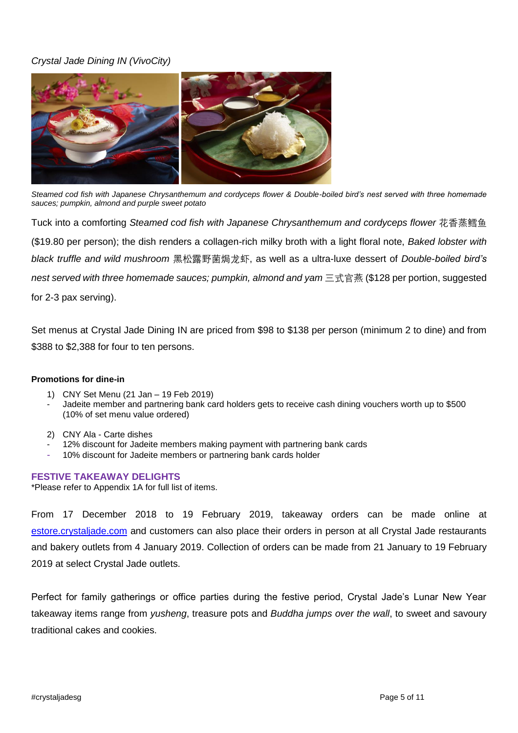*Crystal Jade Dining IN (VivoCity)*

*Steamed cod fish with Japanese Chrysanthemum and cordyceps flower & Double-boiled bird's nest served with three homemade sauces; pumpkin, almond and purple sweet potato*

Tuck into a comforting *Steamed cod fish with Japanese Chrysanthemum and cordyceps flower* 花香蒸鳕鱼 ($19.80 per person); the dish renders a collagen-rich milky broth with a light floral note, *Baked lobster with black truffle and wild mushroom* 黑松露野菌焗龙虾, as well as a ultra-luxe dessert of *Double-boiled bird's nest served with three homemade sauces; pumpkin, almond and yam* 三式官燕 ($128 per portion, suggested for 2-3 pax serving).

Set menus at Crystal Jade Dining IN are priced from $98 to $138 per person (minimum 2 to dine) and from $388 to $2,388 for four to ten persons.

**Promotions for dine-in**

1) CNY Set Menu (21 Jan – 19 Feb 2019)
   - Jadeite member and partnering bank card holders gets to receive cash dining vouchers worth up to $500 (10% of set menu value ordered)

2) CNY Ala - Carte dishes
   - 12% discount for Jadeite members making payment with partnering bank cards
   - 10% discount for Jadeite members or partnering bank cards holder

**FESTIVE TAKEAWAY DELIGHTS**

*Please refer to Appendix 1A for full list of items.

From 17 December 2018 to 19 February 2019, takeaway orders can be made online at estore.crystaljade.com and customers can also place their orders in person at all Crystal Jade restaurants and bakery outlets from 4 January 2019. Collection of orders can be made from 21 January to 19 February 2019 at select Crystal Jade outlets.

Perfect for family gatherings or office parties during the festive period, Crystal Jade's Lunar New Year takeaway items range from *yusheng*, treasure pots and *Buddha jumps over the wall*, to sweet and savoury traditional cakes and cookies.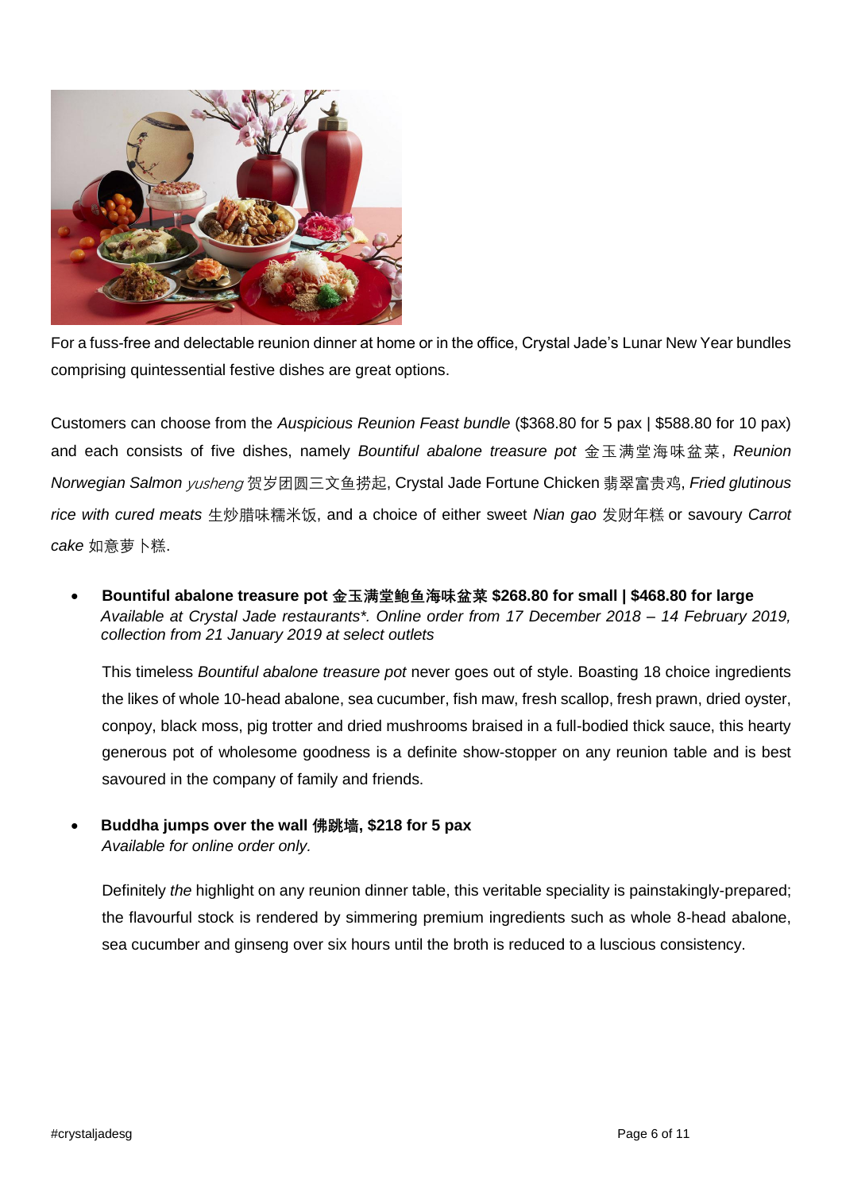For a fuss-free and delectable reunion dinner at home or in the office, Crystal Jade's Lunar New Year bundles comprising quintessential festive dishes are great options.

Customers can choose from the *Auspicious Reunion Feast bundle* ($368.80 for 5 pax | $588.80 for 10 pax) and each consists of five dishes, namely *Bountiful abalone treasure pot* 金玉满堂海味盆菜, *Reunion Norwegian Salmon yusheng* 贺岁团圆三文鱼捞起, Crystal Jade Fortune Chicken 翡翠富贵鸡, *Fried glutinous rice with cured meats* 生炒腊味糯米饭, and a choice of either sweet *Nian gao* 发财年糕 or savoury *Carrot cake* 如意萝卜糕.

- **Bountiful abalone treasure pot 金玉满堂鲍鱼海味盆菜 $268.80 for small | $468.80 for large**
  *Available at Crystal Jade restaurants\*. Online order from 17 December 2018 – 14 February 2019, collection from 21 January 2019 at select outlets*

  This timeless *Bountiful abalone treasure pot* never goes out of style. Boasting 18 choice ingredients the likes of whole 10-head abalone, sea cucumber, fish maw, fresh scallop, fresh prawn, dried oyster, conpoy, black moss, pig trotter and dried mushrooms braised in a full-bodied thick sauce, this hearty generous pot of wholesome goodness is a definite show-stopper on any reunion table and is best savoured in the company of family and friends.

- **Buddha jumps over the wall 佛跳墙, $218 for 5 pax**
  *Available for online order only.*

  Definitely *the* highlight on any reunion dinner table, this veritable speciality is painstakingly-prepared; the flavourful stock is rendered by simmering premium ingredients such as whole 8-head abalone, sea cucumber and ginseng over six hours until the broth is reduced to a luscious consistency.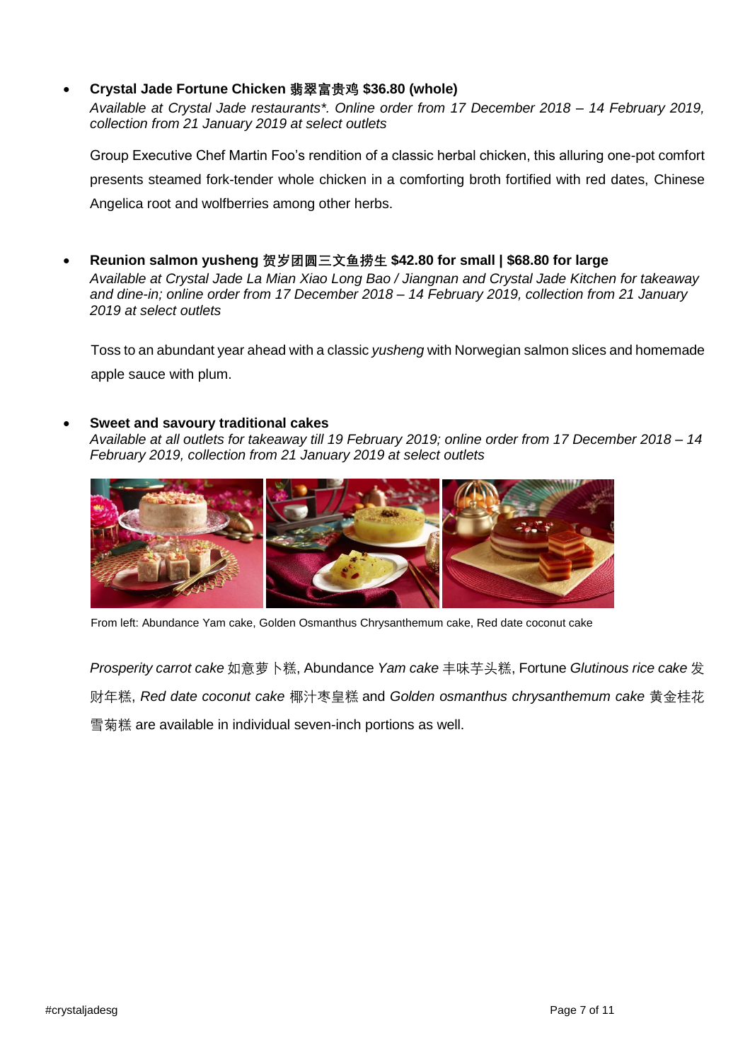- **Crystal Jade Fortune Chicken 翡翠富贵鸡 $36.80 (whole)**
  *Available at Crystal Jade restaurants\*. Online order from 17 December 2018 – 14 February 2019, collection from 21 January 2019 at select outlets*

  Group Executive Chef Martin Foo's rendition of a classic herbal chicken, this alluring one-pot comfort presents steamed fork-tender whole chicken in a comforting broth fortified with red dates, Chinese Angelica root and wolfberries among other herbs.

- **Reunion salmon yusheng 贺岁团圆三文鱼捞生 $42.80 for small | $68.80 for large**
  *Available at Crystal Jade La Mian Xiao Long Bao / Jiangnan and Crystal Jade Kitchen for takeaway and dine-in; online order from 17 December 2018 – 14 February 2019, collection from 21 January 2019 at select outlets*

  Toss to an abundant year ahead with a classic *yusheng* with Norwegian salmon slices and homemade apple sauce with plum.

- **Sweet and savoury traditional cakes**
  *Available at all outlets for takeaway till 19 February 2019; online order from 17 December 2018 – 14 February 2019, collection from 21 January 2019 at select outlets*

From left: Abundance Yam cake, Golden Osmanthus Chrysanthemum cake, Red date coconut cake

*Prosperity carrot cake* 如意萝卜糕, Abundance *Yam cake* 丰味芋头糕, Fortune *Glutinous rice cake* 发财年糕, *Red date coconut cake* 椰汁枣皇糕 and *Golden osmanthus chrysanthemum cake* 黄金桂花雪菊糕 are available in individual seven-inch portions as well.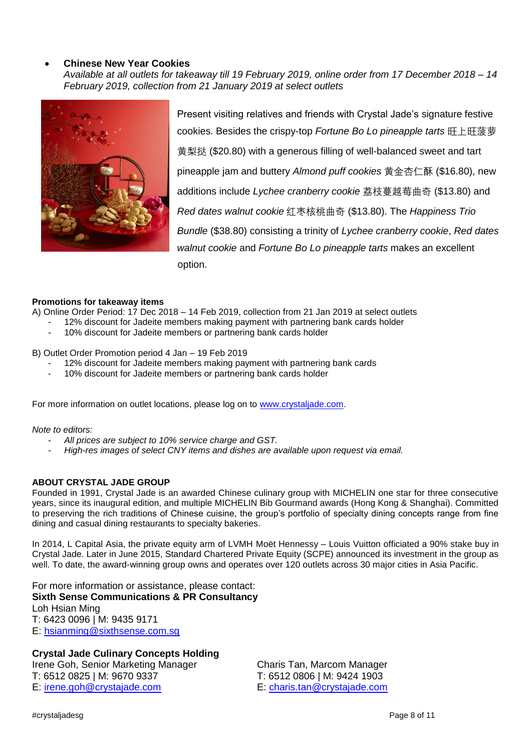- **Chinese New Year Cookies**
  *Available at all outlets for takeaway till 19 February 2019, online order from 17 December 2018 – 14 February 2019, collection from 21 January 2019 at select outlets*

Present visiting relatives and friends with Crystal Jade's signature festive cookies. Besides the crispy-top *Fortune Bo Lo pineapple tarts* 旺上旺菠萝黄梨挞 ($20.80) with a generous filling of well-balanced sweet and tart pineapple jam and buttery *Almond puff cookies* 黄金杏仁酥 ($16.80), new additions include *Lychee cranberry cookie* 荔枝蔓越莓曲奇 ($13.80) and *Red dates walnut cookie* 红枣核桃曲奇 ($13.80). The *Happiness Trio Bundle* ($38.80) consisting a trinity of *Lychee cranberry cookie*, *Red dates walnut cookie* and *Fortune Bo Lo pineapple tarts* makes an excellent option.

**Promotions for takeaway items**

A) Online Order Period: 17 Dec 2018 – 14 Feb 2019, collection from 21 Jan 2019 at select outlets

- 12% discount for Jadeite members making payment with partnering bank cards holder
- 10% discount for Jadeite members or partnering bank cards holder

B) Outlet Order Promotion period 4 Jan – 19 Feb 2019

- 12% discount for Jadeite members making payment with partnering bank cards
- 10% discount for Jadeite members or partnering bank cards holder

For more information on outlet locations, please log on to www.crystaljade.com.

*Note to editors:*

- *All prices are subject to 10% service charge and GST.*
- *High-res images of select CNY items and dishes are available upon request via email.*

**ABOUT CRYSTAL JADE GROUP**

Founded in 1991, Crystal Jade is an awarded Chinese culinary group with MICHELIN one star for three consecutive years, since its inaugural edition, and multiple MICHELIN Bib Gourmand awards (Hong Kong & Shanghai). Committed to preserving the rich traditions of Chinese cuisine, the group's portfolio of specialty dining concepts range from fine dining and casual dining restaurants to specialty bakeries.

In 2014, L Capital Asia, the private equity arm of LVMH Moët Hennessy – Louis Vuitton officiated a 90% stake buy in Crystal Jade. Later in June 2015, Standard Chartered Private Equity (SCPE) announced its investment in the group as well. To date, the award-winning group owns and operates over 120 outlets across 30 major cities in Asia Pacific.

For more information or assistance, please contact:
**Sixth Sense Communications & PR Consultancy**
Loh Hsian Ming
T: 6423 0096 | M: 9435 9171
E: hsianming@sixthsense.com.sg

**Crystal Jade Culinary Concepts Holding**

Irene Goh, Senior Marketing Manager
T: 6512 0825 | M: 9670 9337
E: irene.goh@crystajade.com

Charis Tan, Marcom Manager
T: 6512 0806 | M: 9424 1903
E: charis.tan@crystajade.com

#crystaljadesg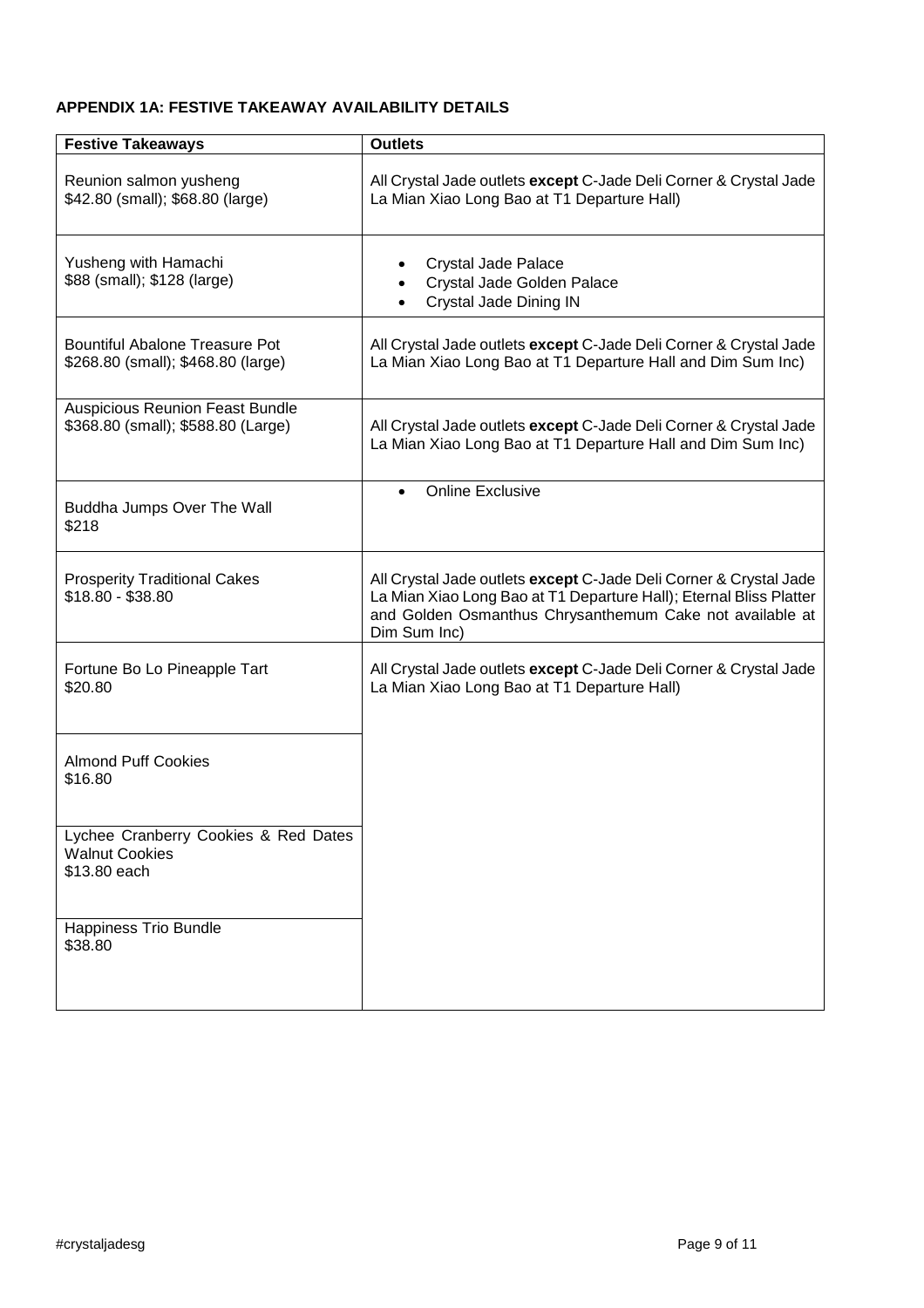**APPENDIX 1A: FESTIVE TAKEAWAY AVAILABILITY DETAILS**

| Festive Takeaways | Outlets |
|---|---|
| Reunion salmon yusheng<br>$42.80 (small); $68.80 (large) | All Crystal Jade outlets **except** C-Jade Deli Corner & Crystal Jade La Mian Xiao Long Bao at T1 Departure Hall) |
| Yusheng with Hamachi<br>$88 (small); $128 (large) | • Crystal Jade Palace<br>• Crystal Jade Golden Palace<br>• Crystal Jade Dining IN |
| Bountiful Abalone Treasure Pot<br>$268.80 (small); $468.80 (large) | All Crystal Jade outlets **except** C-Jade Deli Corner & Crystal Jade La Mian Xiao Long Bao at T1 Departure Hall and Dim Sum Inc) |
| Auspicious Reunion Feast Bundle<br>$368.80 (small); $588.80 (Large) | All Crystal Jade outlets **except** C-Jade Deli Corner & Crystal Jade La Mian Xiao Long Bao at T1 Departure Hall and Dim Sum Inc) |
| Buddha Jumps Over The Wall<br>$218 | • Online Exclusive |
| Prosperity Traditional Cakes<br>$18.80 - $38.80 | All Crystal Jade outlets **except** C-Jade Deli Corner & Crystal Jade La Mian Xiao Long Bao at T1 Departure Hall); Eternal Bliss Platter and Golden Osmanthus Chrysanthemum Cake not available at Dim Sum Inc) |
| Fortune Bo Lo Pineapple Tart<br>$20.80 | All Crystal Jade outlets **except** C-Jade Deli Corner & Crystal Jade La Mian Xiao Long Bao at T1 Departure Hall) |
| Almond Puff Cookies<br>$16.80 | |
| Lychee Cranberry Cookies & Red Dates Walnut Cookies<br>$13.80 each | |
| Happiness Trio Bundle<br>$38.80 | |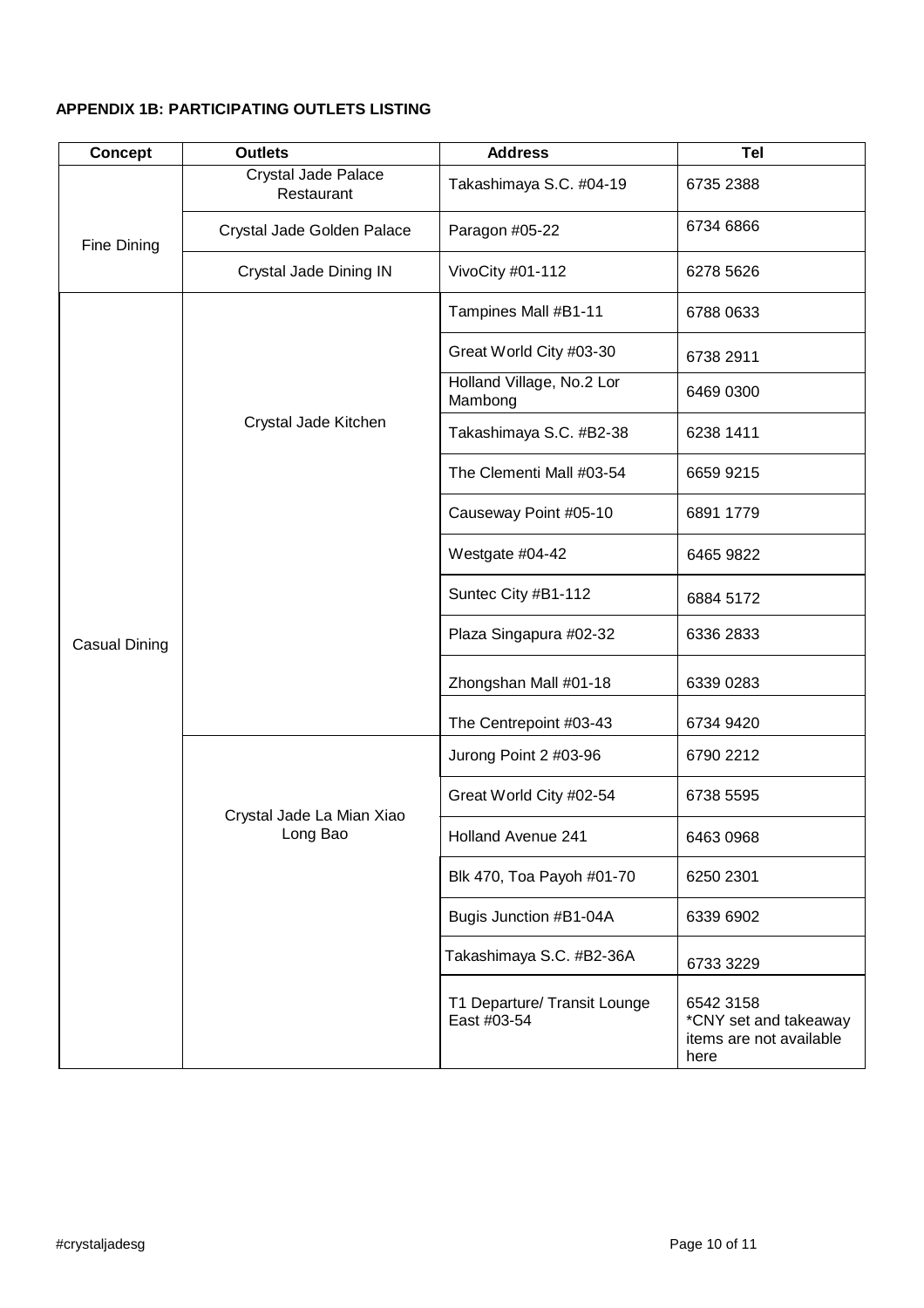**APPENDIX 1B: PARTICIPATING OUTLETS LISTING**

| Concept | Outlets | Address | Tel |
|---|---|---|---|
| Fine Dining | Crystal Jade Palace Restaurant | Takashimaya S.C. #04-19 | 6735 2388 |
| | Crystal Jade Golden Palace | Paragon #05-22 | 6734 6866 |
| | Crystal Jade Dining IN | VivoCity #01-112 | 6278 5626 |
| Casual Dining | Crystal Jade Kitchen | Tampines Mall #B1-11 | 6788 0633 |
| | | Great World City #03-30 | 6738 2911 |
| | | Holland Village, No.2 Lor Mambong | 6469 0300 |
| | | Takashimaya S.C. #B2-38 | 6238 1411 |
| | | The Clementi Mall #03-54 | 6659 9215 |
| | | Causeway Point #05-10 | 6891 1779 |
| | | Westgate #04-42 | 6465 9822 |
| | | Suntec City #B1-112 | 6884 5172 |
| | | Plaza Singapura #02-32 | 6336 2833 |
| | | Zhongshan Mall #01-18 | 6339 0283 |
| | | The Centrepoint #03-43 | 6734 9420 |
| | Crystal Jade La Mian Xiao Long Bao | Jurong Point 2 #03-96 | 6790 2212 |
| | | Great World City #02-54 | 6738 5595 |
| | | Holland Avenue 241 | 6463 0968 |
| | | Blk 470, Toa Payoh #01-70 | 6250 2301 |
| | | Bugis Junction #B1-04A | 6339 6902 |
| | | Takashimaya S.C. #B2-36A | 6733 3229 |
| | | T1 Departure/ Transit Lounge East #03-54 | 6542 3158 *CNY set and takeaway items are not available here |

#crystaljadesg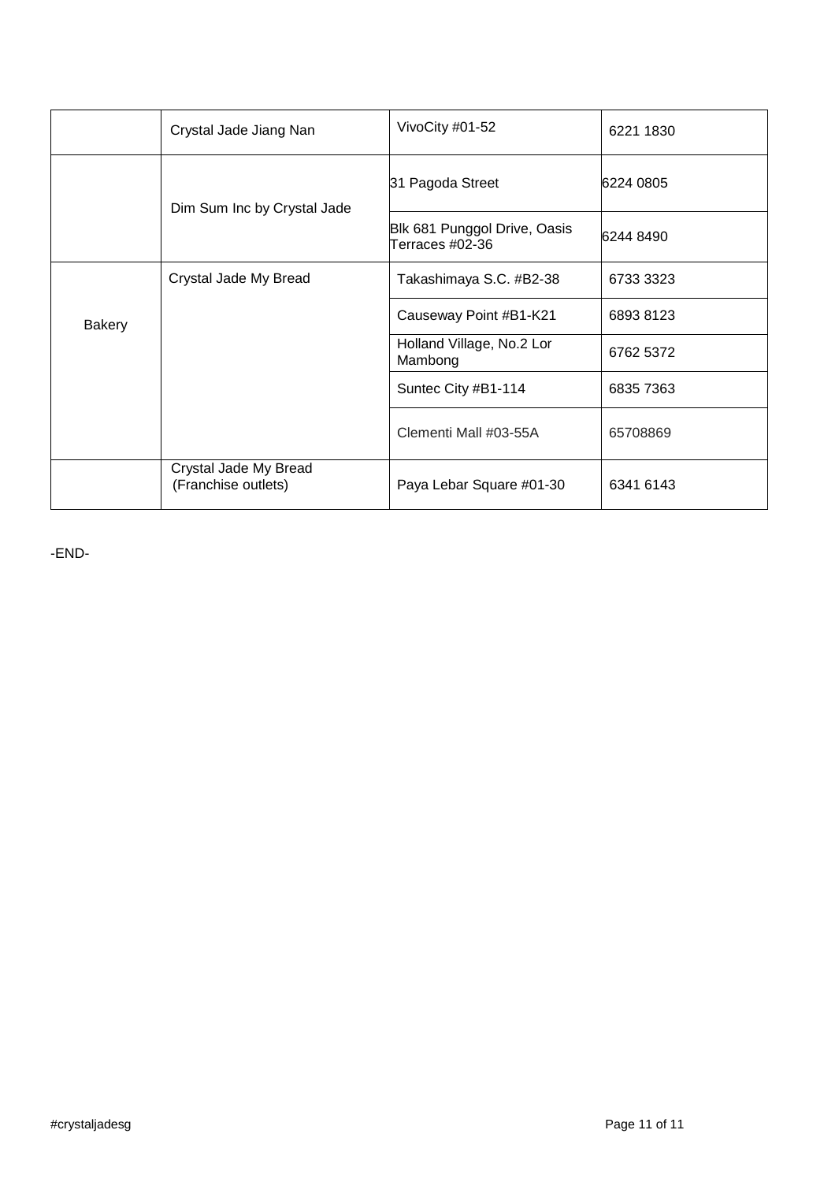| | | | |
|---|---|---|---|
| | Crystal Jade Jiang Nan | VivoCity #01-52 | 6221 1830 |
| | Dim Sum Inc by Crystal Jade | 31 Pagoda Street | 6224 0805 |
| | | Blk 681 Punggol Drive, Oasis Terraces #02-36 | 6244 8490 |
| Bakery | Crystal Jade My Bread | Takashimaya S.C. #B2-38 | 6733 3323 |
| | | Causeway Point #B1-K21 | 6893 8123 |
| | | Holland Village, No.2 Lor Mambong | 6762 5372 |
| | | Suntec City #B1-114 | 6835 7363 |
| | | Clementi Mall #03-55A | 65708869 |
| | Crystal Jade My Bread (Franchise outlets) | Paya Lebar Square #01-30 | 6341 6143 |

-END-

#crystaljadesg